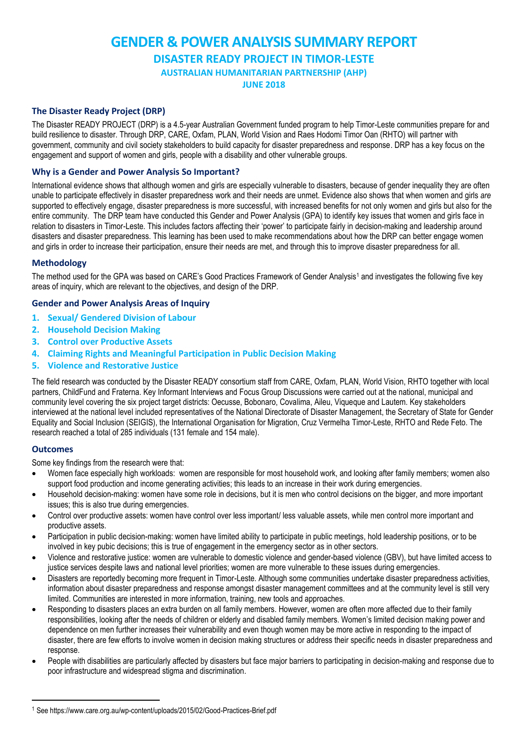# GENDER & POWER ANALYSIS SUMMARY REPORT

## DISASTER READY PROJECT IN TIMOR-LESTE

### AUSTRALIAN HUMANITARIAN PARTNERSHIP (AHP)

### JUNE 2018

### The Disaster Ready Project (DRP)

The Disaster READY PROJECT (DRP) is a 4.5-year Australian Government funded program to help Timor-Leste communities prepare for and build resilience to disaster. Through DRP, CARE, Oxfam, PLAN, World Vision and Raes Hodomi Timor Oan (RHTO) will partner with government, community and civil society stakeholders to build capacity for disaster preparedness and response. DRP has a key focus on the engagement and support of women and girls, people with a disability and other vulnerable groups.

### Why is a Gender and Power Analysis So Important?

International evidence shows that although women and girls are especially vulnerable to disasters, because of gender inequality they are often unable to participate effectively in disaster preparedness work and their needs are unmet. Evidence also shows that when women and girls *are* supported to effectively engage, disaster preparedness is more successful, with increased benefits for not only women and girls but also for the entire community. The DRP team have conducted this Gender and Power Analysis (GPA) to identify key issues that women and girls face in relation to disasters in Timor-Leste. This includes factors affecting their 'power' to participate fairly in decision-making and leadership around disasters and disaster preparedness. This learning has been used to make recommendations about how the DRP can better engage women and girls in order to increase their participation, ensure their needs are met, and through this to improve disaster preparedness for all.

### Methodology

The method used for the GPA was based on CARE's Good Practices Framework of Gender Analysis[1] and investigates the following five key areas of inquiry, which are relevant to the objectives, and design of the DRP.

### Gender and Power Analysis Areas of Inquiry

1. **Sexual/ Gendered Division of Labour**
2. **Household Decision Making**
3. **Control over Productive Assets**
4. **Claiming Rights and Meaningful Participation in Public Decision Making**
5. **Violence and Restorative Justice**

The field research was conducted by the Disaster READY consortium staff from CARE, Oxfam, PLAN, World Vision, RHTO together with local partners, ChildFund and Fraterna. Key Informant Interviews and Focus Group Discussions were carried out at the national, municipal and community level covering the six project target districts: Oecusse, Bobonaro, Covalima, Aileu, Viqueque and Lautem. Key stakeholders interviewed at the national level included representatives of the National Directorate of Disaster Management, the Secretary of State for Gender Equality and Social Inclusion (SEIGIS), the International Organisation for Migration, Cruz Vermelha Timor-Leste, RHTO and Rede Feto. The research reached a total of 285 individuals (131 female and 154 male).

### Outcomes

Some key findings from the research were that:

- Women face especially high workloads: women are responsible for most household work, and looking after family members; women also support food production and income generating activities; this leads to an increase in their work during emergencies.
- Household decision-making: women have some role in decisions, but it is men who control decisions on the bigger, and more important issues; this is also true during emergencies.
- Control over productive assets: women have control over less important/ less valuable assets, while men control more important and productive assets.
- Participation in public decision-making: women have limited ability to participate in public meetings, hold leadership positions, or to be involved in key pubic decisions; this is true of engagement in the emergency sector as in other sectors.
- Violence and restorative justice: women are vulnerable to domestic violence and gender-based violence (GBV), but have limited access to justice services despite laws and national level priorities; women are more vulnerable to these issues during emergencies.
- Disasters are reportedly becoming more frequent in Timor-Leste. Although some communities undertake disaster preparedness activities, information about disaster preparedness and response amongst disaster management committees and at the community level is still very limited. Communities are interested in more information, training, new tools and approaches.
- Responding to disasters places an extra burden on all family members. However, women are often more affected due to their family responsibilities, looking after the needs of children or elderly and disabled family members. Women's limited decision making power and dependence on men further increases their vulnerability and even though women may be more active in responding to the impact of disaster, there are few efforts to involve women in decision making structures or address their specific needs in disaster preparedness and response.
- People with disabilities are particularly affected by disasters but face major barriers to participating in decision-making and response due to poor infrastructure and widespread stigma and discrimination.

---

[1] See https://www.care.org.au/wp-content/uploads/2015/02/Good-Practices-Brief.pdf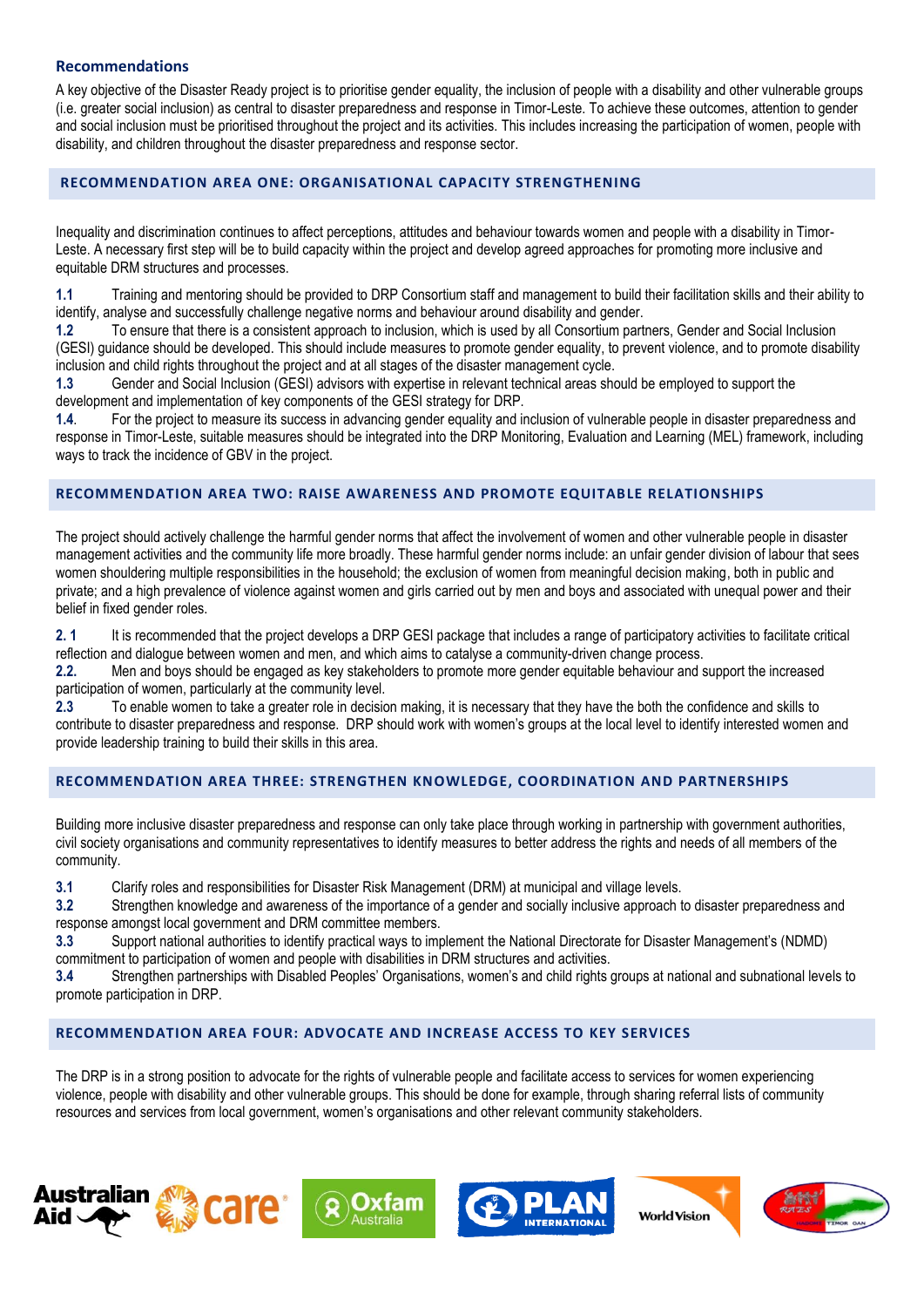## Recommendations

A key objective of the Disaster Ready project is to prioritise gender equality, the inclusion of people with a disability and other vulnerable groups (i.e. greater social inclusion) as central to disaster preparedness and response in Timor-Leste. To achieve these outcomes, attention to gender and social inclusion must be prioritised throughout the project and its activities. This includes increasing the participation of women, people with disability, and children throughout the disaster preparedness and response sector.

### RECOMMENDATION AREA ONE: ORGANISATIONAL CAPACITY STRENGTHENING

Inequality and discrimination continues to affect perceptions, attitudes and behaviour towards women and people with a disability in Timor-Leste. A necessary first step will be to build capacity within the project and develop agreed approaches for promoting more inclusive and equitable DRM structures and processes.

**1.1** Training and mentoring should be provided to DRP Consortium staff and management to build their facilitation skills and their ability to identify, analyse and successfully challenge negative norms and behaviour around disability and gender.

**1.2** To ensure that there is a consistent approach to inclusion, which is used by all Consortium partners, Gender and Social Inclusion (GESI) guidance should be developed. This should include measures to promote gender equality, to prevent violence, and to promote disability inclusion and child rights throughout the project and at all stages of the disaster management cycle.

**1.3** Gender and Social Inclusion (GESI) advisors with expertise in relevant technical areas should be employed to support the development and implementation of key components of the GESI strategy for DRP.

**1.4**. For the project to measure its success in advancing gender equality and inclusion of vulnerable people in disaster preparedness and response in Timor-Leste, suitable measures should be integrated into the DRP Monitoring, Evaluation and Learning (MEL) framework, including ways to track the incidence of GBV in the project.

### RECOMMENDATION AREA TWO: RAISE AWARENESS AND PROMOTE EQUITABLE RELATIONSHIPS

The project should actively challenge the harmful gender norms that affect the involvement of women and other vulnerable people in disaster management activities and the community life more broadly. These harmful gender norms include: an unfair gender division of labour that sees women shouldering multiple responsibilities in the household; the exclusion of women from meaningful decision making, both in public and private; and a high prevalence of violence against women and girls carried out by men and boys and associated with unequal power and their belief in fixed gender roles.

**2. 1** It is recommended that the project develops a DRP GESI package that includes a range of participatory activities to facilitate critical reflection and dialogue between women and men, and which aims to catalyse a community-driven change process.

**2.2.** Men and boys should be engaged as key stakeholders to promote more gender equitable behaviour and support the increased participation of women, particularly at the community level.

**2.3** To enable women to take a greater role in decision making, it is necessary that they have the both the confidence and skills to contribute to disaster preparedness and response. DRP should work with women's groups at the local level to identify interested women and provide leadership training to build their skills in this area.

### RECOMMENDATION AREA THREE: STRENGTHEN KNOWLEDGE, COORDINATION AND PARTNERSHIPS

Building more inclusive disaster preparedness and response can only take place through working in partnership with government authorities, civil society organisations and community representatives to identify measures to better address the rights and needs of all members of the community.

**3.1** Clarify roles and responsibilities for Disaster Risk Management (DRM) at municipal and village levels.

**3.2** Strengthen knowledge and awareness of the importance of a gender and socially inclusive approach to disaster preparedness and response amongst local government and DRM committee members.

**3.3** Support national authorities to identify practical ways to implement the National Directorate for Disaster Management's (NDMD) commitment to participation of women and people with disabilities in DRM structures and activities.

**3.4** Strengthen partnerships with Disabled Peoples' Organisations, women's and child rights groups at national and subnational levels to promote participation in DRP.

### RECOMMENDATION AREA FOUR: ADVOCATE AND INCREASE ACCESS TO KEY SERVICES

The DRP is in a strong position to advocate for the rights of vulnerable people and facilitate access to services for women experiencing violence, people with disability and other vulnerable groups. This should be done for example, through sharing referral lists of community resources and services from local government, women's organisations and other relevant community stakeholders.

Australian Aid | care | Oxfam Australia | PLAN INTERNATIONAL | World Vision | RHTO